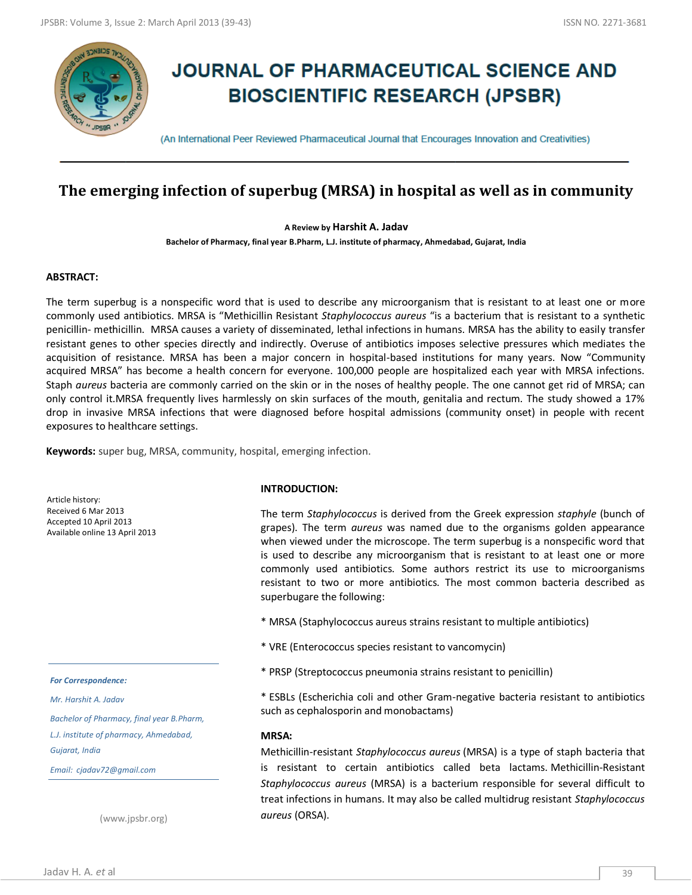# JOURNAL OF PHARMACEUTICAL SCIENCE AND BIOSCIENTIFIC RESEARCH (JPSBR)

(An International Peer Reviewed Pharmaceutical Journal that Encourages Innovation and Creativities)

## The emerging infection of superbug (MRSA) in hospital as well as in community

A Review by **Harshit A. Jadav**

**Bachelor of Pharmacy, final year B.Pharm, L.J. institute of pharmacy, Ahmedabad, Gujarat, India**

### ABSTRACT:

The term superbug is a nonspecific word that is used to describe any microorganism that is resistant to at least one or more commonly used antibiotics. MRSA is "Methicillin Resistant *Staphylococcus aureus* "is a bacterium that is resistant to a synthetic penicillin- methicillin. MRSA causes a variety of disseminated, lethal infections in humans. MRSA has the ability to easily transfer resistant genes to other species directly and indirectly. Overuse of antibiotics imposes selective pressures which mediates the acquisition of resistance. MRSA has been a major concern in hospital-based institutions for many years. Now "Community acquired MRSA" has become a health concern for everyone. 100,000 people are hospitalized each year with MRSA infections. Staph *aureus* bacteria are commonly carried on the skin or in the noses of healthy people. The one cannot get rid of MRSA; can only control it.MRSA frequently lives harmlessly on skin surfaces of the mouth, genitalia and rectum. The study showed a 17% drop in invasive MRSA infections that were diagnosed before hospital admissions (community onset) in people with recent exposures to healthcare settings.

**Keywords:** super bug, MRSA, community, hospital, emerging infection.

Article history:
Received 6 Mar 2013
Accepted 10 April 2013
Available online 13 April 2013

*For Correspondence:*

*Mr. Harshit A. Jadav*

*Bachelor of Pharmacy, final year B.Pharm, L.J. institute of pharmacy, Ahmedabad, Gujarat, India*

*Email: cjadav72@gmail.com*

(www.jpsbr.org)

### INTRODUCTION:

The term *Staphylococcus* is derived from the Greek expression *staphyle* (bunch of grapes). The term *aureus* was named due to the organisms golden appearance when viewed under the microscope. The term superbug is a nonspecific word that is used to describe any microorganism that is resistant to at least one or more commonly used antibiotics. Some authors restrict its use to microorganisms resistant to two or more antibiotics. The most common bacteria described as superbugare the following:

* MRSA (Staphylococcus aureus strains resistant to multiple antibiotics)

* VRE (Enterococcus species resistant to vancomycin)

* PRSP (Streptococcus pneumonia strains resistant to penicillin)

* ESBLs (Escherichia coli and other Gram-negative bacteria resistant to antibiotics such as cephalosporin and monobactams)

### MRSA:

Methicillin-resistant *Staphylococcus aureus* (MRSA) is a type of staph bacteria that is resistant to certain antibiotics called beta lactams. Methicillin-Resistant *Staphylococcus aureus* (MRSA) is a bacterium responsible for several difficult to treat infections in humans. It may also be called multidrug resistant *Staphylococcus aureus* (ORSA).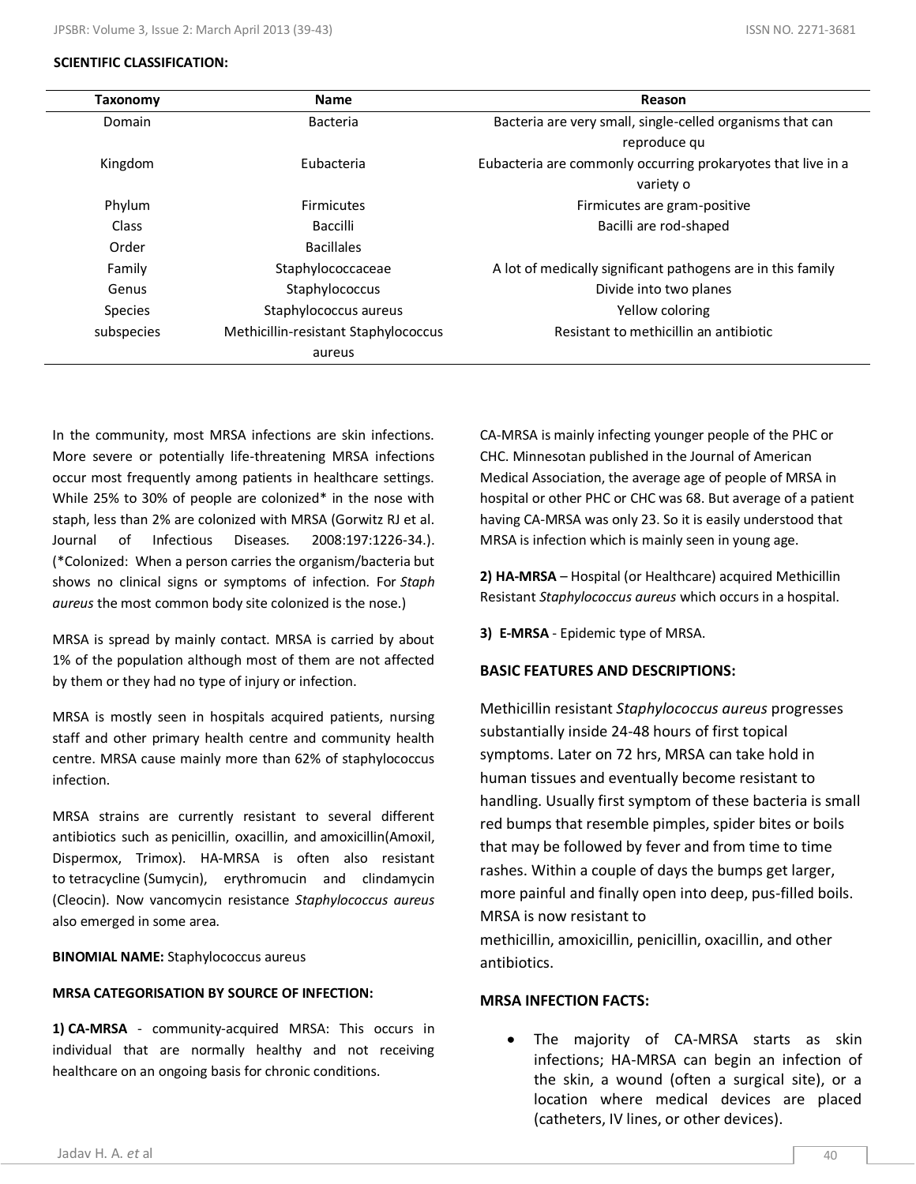**SCIENTIFIC CLASSIFICATION:**

| Taxonomy | Name | Reason |
|---|---|---|
| Domain | Bacteria | Bacteria are very small, single-celled organisms that can reproduce qu |
| Kingdom | Eubacteria | Eubacteria are commonly occurring prokaryotes that live in a variety o |
| Phylum | Firmicutes | Firmicutes are gram-positive |
| Class | Baccilli | Bacilli are rod-shaped |
| Order | Bacillales | |
| Family | Staphylococcaceae | A lot of medically significant pathogens are in this family |
| Genus | Staphylococcus | Divide into two planes |
| Species | Staphylococcus aureus | Yellow coloring |
| subspecies | Methicillin-resistant Staphylococcus aureus | Resistant to methicillin an antibiotic |

In the community, most MRSA infections are skin infections. More severe or potentially life-threatening MRSA infections occur most frequently among patients in healthcare settings. While 25% to 30% of people are colonized* in the nose with staph, less than 2% are colonized with MRSA (Gorwitz RJ et al. Journal of Infectious Diseases. 2008:197:1226-34.). (*Colonized: When a person carries the organism/bacteria but shows no clinical signs or symptoms of infection. For *Staph aureus* the most common body site colonized is the nose.)

MRSA is spread by mainly contact. MRSA is carried by about 1% of the population although most of them are not affected by them or they had no type of injury or infection.

MRSA is mostly seen in hospitals acquired patients, nursing staff and other primary health centre and community health centre. MRSA cause mainly more than 62% of staphylococcus infection.

MRSA strains are currently resistant to several different antibiotics such as penicillin, oxacillin, and amoxicillin(Amoxil, Dispermox, Trimox). HA-MRSA is often also resistant to tetracycline (Sumycin), erythromucin and clindamycin (Cleocin). Now vancomycin resistance *Staphylococcus aureus* also emerged in some area.

**BINOMIAL NAME:** Staphylococcus aureus

**MRSA CATEGORISATION BY SOURCE OF INFECTION:**

**1) CA-MRSA** - community-acquired MRSA: This occurs in individual that are normally healthy and not receiving healthcare on an ongoing basis for chronic conditions.

CA-MRSA is mainly infecting younger people of the PHC or CHC. Minnesotan published in the Journal of American Medical Association, the average age of people of MRSA in hospital or other PHC or CHC was 68. But average of a patient having CA-MRSA was only 23. So it is easily understood that MRSA is infection which is mainly seen in young age.

**2) HA-MRSA** – Hospital (or Healthcare) acquired Methicillin Resistant *Staphylococcus aureus* which occurs in a hospital.

**3) E-MRSA** - Epidemic type of MRSA.

**BASIC FEATURES AND DESCRIPTIONS:**

Methicillin resistant *Staphylococcus aureus* progresses substantially inside 24-48 hours of first topical symptoms. Later on 72 hrs, MRSA can take hold in human tissues and eventually become resistant to handling. Usually first symptom of these bacteria is small red bumps that resemble pimples, spider bites or boils that may be followed by fever and from time to time rashes. Within a couple of days the bumps get larger, more painful and finally open into deep, pus-filled boils. MRSA is now resistant to methicillin, amoxicillin, penicillin, oxacillin, and other antibiotics.

**MRSA INFECTION FACTS:**

- The majority of CA-MRSA starts as skin infections; HA-MRSA can begin an infection of the skin, a wound (often a surgical site), or a location where medical devices are placed (catheters, IV lines, or other devices).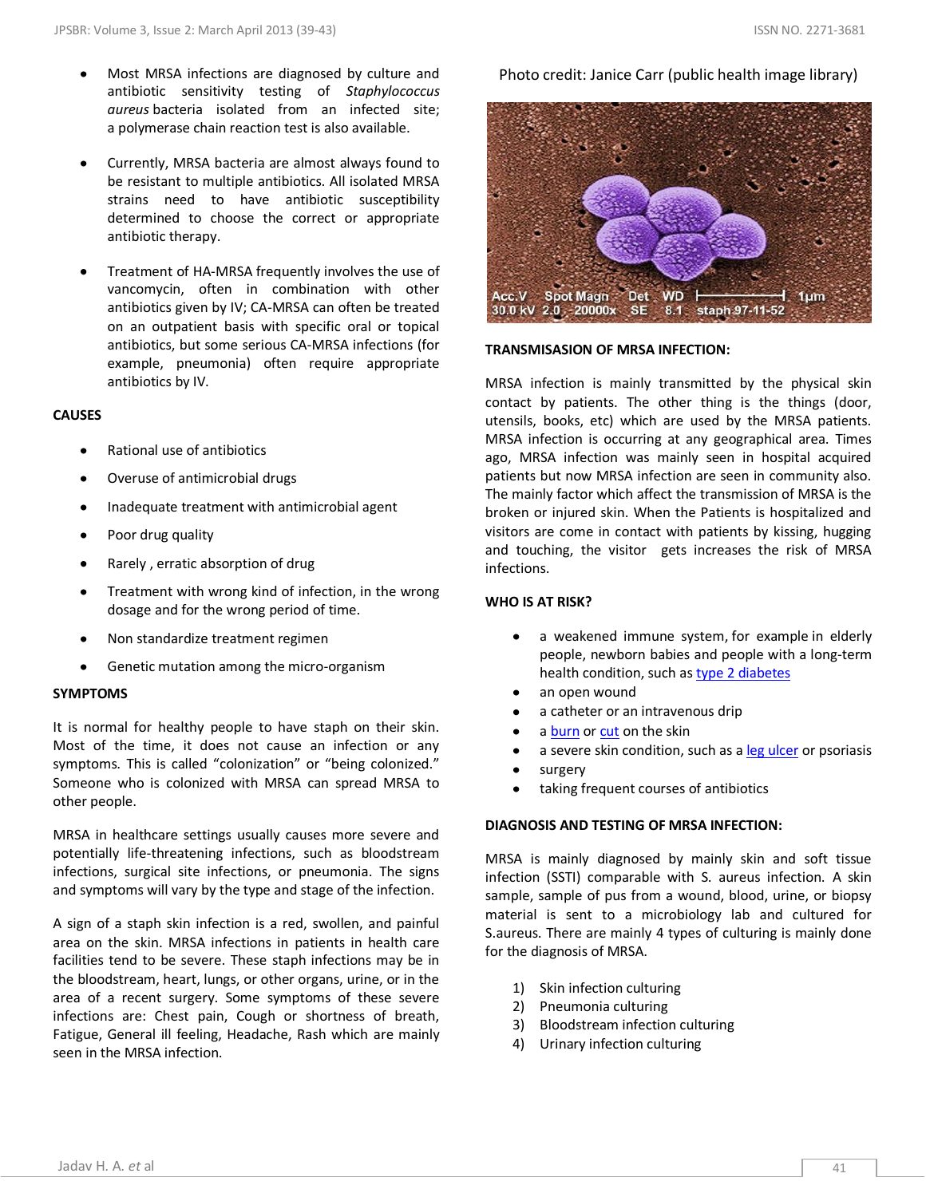- Most MRSA infections are diagnosed by culture and antibiotic sensitivity testing of *Staphylococcus aureus* bacteria isolated from an infected site; a polymerase chain reaction test is also available.

- Currently, MRSA bacteria are almost always found to be resistant to multiple antibiotics. All isolated MRSA strains need to have antibiotic susceptibility determined to choose the correct or appropriate antibiotic therapy.

- Treatment of HA-MRSA frequently involves the use of vancomycin, often in combination with other antibiotics given by IV; CA-MRSA can often be treated on an outpatient basis with specific oral or topical antibiotics, but some serious CA-MRSA infections (for example, pneumonia) often require appropriate antibiotics by IV.

## CAUSES

- Rational use of antibiotics
- Overuse of antimicrobial drugs
- Inadequate treatment with antimicrobial agent
- Poor drug quality
- Rarely , erratic absorption of drug
- Treatment with wrong kind of infection, in the wrong dosage and for the wrong period of time.
- Non standardize treatment regimen
- Genetic mutation among the micro-organism

## SYMPTOMS

It is normal for healthy people to have staph on their skin. Most of the time, it does not cause an infection or any symptoms. This is called "colonization" or "being colonized." Someone who is colonized with MRSA can spread MRSA to other people.

MRSA in healthcare settings usually causes more severe and potentially life-threatening infections, such as bloodstream infections, surgical site infections, or pneumonia. The signs and symptoms will vary by the type and stage of the infection.

A sign of a staph skin infection is a red, swollen, and painful area on the skin. MRSA infections in patients in health care facilities tend to be severe. These staph infections may be in the bloodstream, heart, lungs, or other organs, urine, or in the area of a recent surgery. Some symptoms of these severe infections are: Chest pain, Cough or shortness of breath, Fatigue, General ill feeling, Headache, Rash which are mainly seen in the MRSA infection.

Photo credit: Janice Carr (public health image library)

## TRANSMISASION OF MRSA INFECTION:

MRSA infection is mainly transmitted by the physical skin contact by patients. The other thing is the things (door, utensils, books, etc) which are used by the MRSA patients. MRSA infection is occurring at any geographical area. Times ago, MRSA infection was mainly seen in hospital acquired patients but now MRSA infection are seen in community also. The mainly factor which affect the transmission of MRSA is the broken or injured skin. When the Patients is hospitalized and visitors are come in contact with patients by kissing, hugging and touching, the visitor gets increases the risk of MRSA infections.

## WHO IS AT RISK?

- a weakened immune system, for example in elderly people, newborn babies and people with a long-term health condition, such as type 2 diabetes
- an open wound
- a catheter or an intravenous drip
- a burn or cut on the skin
- a severe skin condition, such as a leg ulcer or psoriasis
- surgery
- taking frequent courses of antibiotics

## DIAGNOSIS AND TESTING OF MRSA INFECTION:

MRSA is mainly diagnosed by mainly skin and soft tissue infection (SSTI) comparable with S. aureus infection. A skin sample, sample of pus from a wound, blood, urine, or biopsy material is sent to a microbiology lab and cultured for S.aureus. There are mainly 4 types of culturing is mainly done for the diagnosis of MRSA.

1) Skin infection culturing
2) Pneumonia culturing
3) Bloodstream infection culturing
4) Urinary infection culturing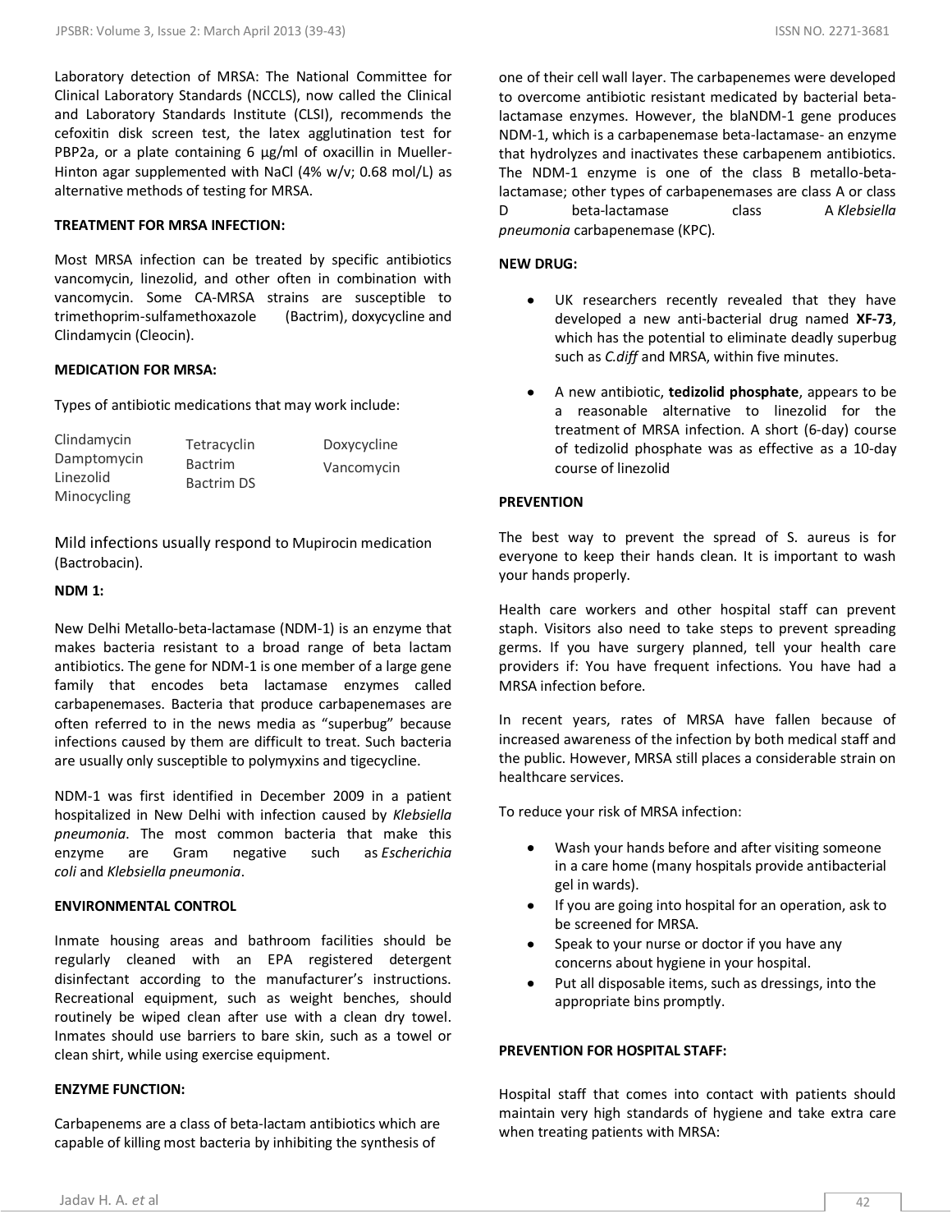Laboratory detection of MRSA: The National Committee for Clinical Laboratory Standards (NCCLS), now called the Clinical and Laboratory Standards Institute (CLSI), recommends the cefoxitin disk screen test, the latex agglutination test for PBP2a, or a plate containing 6 µg/ml of oxacillin in Mueller-Hinton agar supplemented with NaCl (4% w/v; 0.68 mol/L) as alternative methods of testing for MRSA.

**TREATMENT FOR MRSA INFECTION:**

Most MRSA infection can be treated by specific antibiotics vancomycin, linezolid, and other often in combination with vancomycin. Some CA-MRSA strains are susceptible to trimethoprim-sulfamethoxazole (Bactrim), doxycycline and Clindamycin (Cleocin).

**MEDICATION FOR MRSA:**

Types of antibiotic medications that may work include:

| | | |
|---|---|---|
| Clindamycin | Tetracyclin | Doxycycline |
| Damptomycin | Bactrim | Vancomycin |
| Linezolid | Bactrim DS | |
| Minocycling | | |

Mild infections usually respond to Mupirocin medication (Bactrobacin).

**NDM 1:**

New Delhi Metallo-beta-lactamase (NDM-1) is an enzyme that makes bacteria resistant to a broad range of beta lactam antibiotics. The gene for NDM-1 is one member of a large gene family that encodes beta lactamase enzymes called carbapenemases. Bacteria that produce carbapenemases are often referred to in the news media as "superbug" because infections caused by them are difficult to treat. Such bacteria are usually only susceptible to polymyxins and tigecycline.

NDM-1 was first identified in December 2009 in a patient hospitalized in New Delhi with infection caused by *Klebsiella pneumonia*. The most common bacteria that make this enzyme are Gram negative such as *Escherichia coli* and *Klebsiella pneumonia*.

**ENVIRONMENTAL CONTROL**

Inmate housing areas and bathroom facilities should be regularly cleaned with an EPA registered detergent disinfectant according to the manufacturer's instructions. Recreational equipment, such as weight benches, should routinely be wiped clean after use with a clean dry towel. Inmates should use barriers to bare skin, such as a towel or clean shirt, while using exercise equipment.

**ENZYME FUNCTION:**

Carbapenems are a class of beta-lactam antibiotics which are capable of killing most bacteria by inhibiting the synthesis of one of their cell wall layer. The carbapenemes were developed to overcome antibiotic resistant medicated by bacterial beta-lactamase enzymes. However, the blaNDM-1 gene produces NDM-1, which is a carbapenemase beta-lactamase- an enzyme that hydrolyzes and inactivates these carbapenem antibiotics. The NDM-1 enzyme is one of the class B metallo-beta-lactamase; other types of carbapenemases are class A or class D beta-lactamase class A *Klebsiella pneumonia* carbapenemase (KPC).

**NEW DRUG:**

- UK researchers recently revealed that they have developed a new anti-bacterial drug named **XF-73**, which has the potential to eliminate deadly superbug such as *C.diff* and MRSA, within five minutes.
- A new antibiotic, **tedizolid phosphate**, appears to be a reasonable alternative to linezolid for the treatment of MRSA infection. A short (6-day) course of tedizolid phosphate was as effective as a 10-day course of linezolid

**PREVENTION**

The best way to prevent the spread of S. aureus is for everyone to keep their hands clean. It is important to wash your hands properly.

Health care workers and other hospital staff can prevent staph. Visitors also need to take steps to prevent spreading germs. If you have surgery planned, tell your health care providers if: You have frequent infections. You have had a MRSA infection before.

In recent years, rates of MRSA have fallen because of increased awareness of the infection by both medical staff and the public. However, MRSA still places a considerable strain on healthcare services.

To reduce your risk of MRSA infection:

- Wash your hands before and after visiting someone in a care home (many hospitals provide antibacterial gel in wards).
- If you are going into hospital for an operation, ask to be screened for MRSA.
- Speak to your nurse or doctor if you have any concerns about hygiene in your hospital.
- Put all disposable items, such as dressings, into the appropriate bins promptly.

**PREVENTION FOR HOSPITAL STAFF:**

Hospital staff that comes into contact with patients should maintain very high standards of hygiene and take extra care when treating patients with MRSA: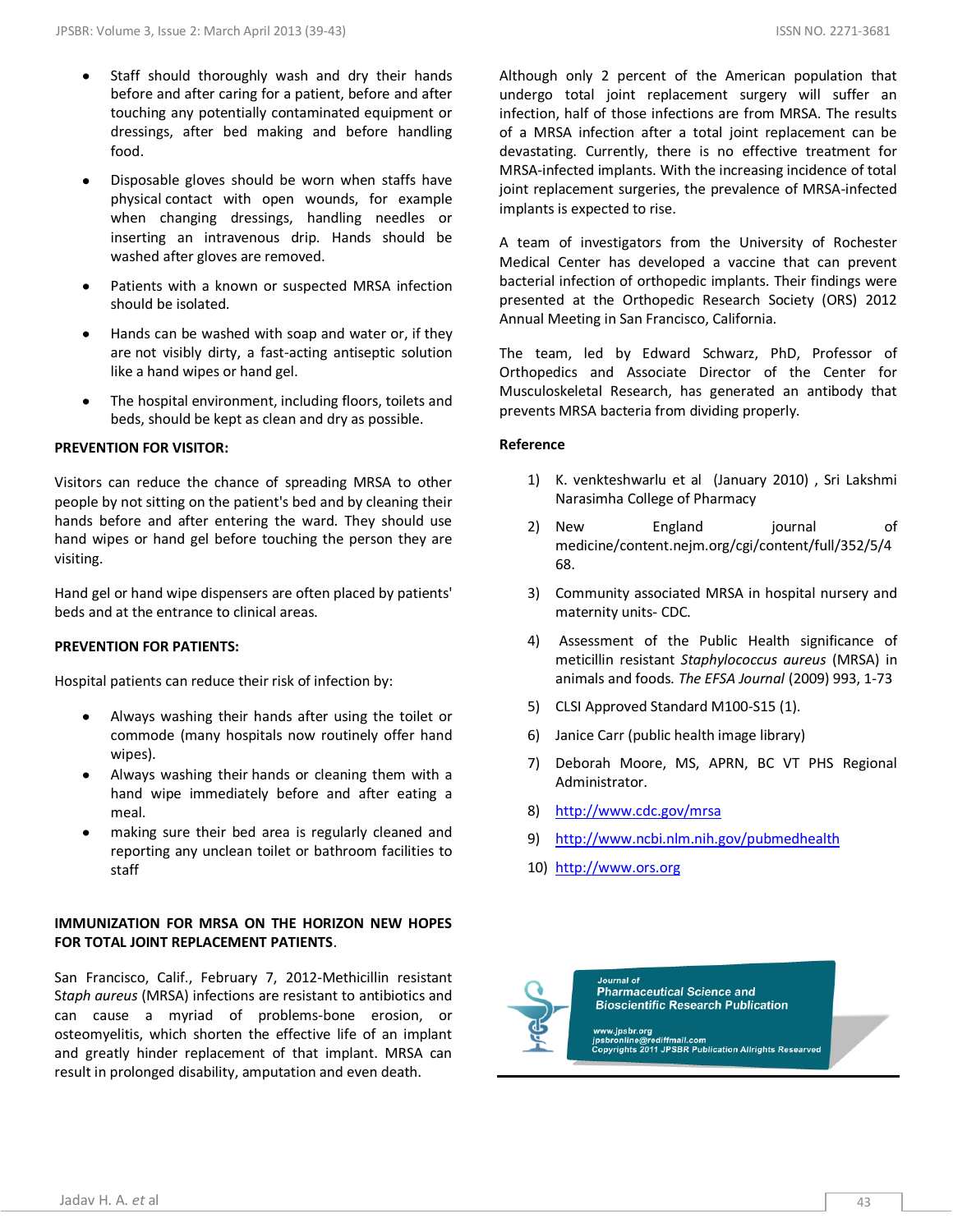- Staff should thoroughly wash and dry their hands before and after caring for a patient, before and after touching any potentially contaminated equipment or dressings, after bed making and before handling food.
- Disposable gloves should be worn when staffs have physical contact with open wounds, for example when changing dressings, handling needles or inserting an intravenous drip. Hands should be washed after gloves are removed.
- Patients with a known or suspected MRSA infection should be isolated.
- Hands can be washed with soap and water or, if they are not visibly dirty, a fast-acting antiseptic solution like a hand wipes or hand gel.
- The hospital environment, including floors, toilets and beds, should be kept as clean and dry as possible.

**PREVENTION FOR VISITOR:**

Visitors can reduce the chance of spreading MRSA to other people by not sitting on the patient's bed and by cleaning their hands before and after entering the ward. They should use hand wipes or hand gel before touching the person they are visiting.

Hand gel or hand wipe dispensers are often placed by patients' beds and at the entrance to clinical areas.

**PREVENTION FOR PATIENTS:**

Hospital patients can reduce their risk of infection by:

- Always washing their hands after using the toilet or commode (many hospitals now routinely offer hand wipes).
- Always washing their hands or cleaning them with a hand wipe immediately before and after eating a meal.
- making sure their bed area is regularly cleaned and reporting any unclean toilet or bathroom facilities to staff

**IMMUNIZATION FOR MRSA ON THE HORIZON NEW HOPES FOR TOTAL JOINT REPLACEMENT PATIENTS**.

San Francisco, Calif., February 7, 2012-Methicillin resistant S*taph aureus* (MRSA) infections are resistant to antibiotics and can cause a myriad of problems-bone erosion, or osteomyelitis, which shorten the effective life of an implant and greatly hinder replacement of that implant. MRSA can result in prolonged disability, amputation and even death.

Although only 2 percent of the American population that undergo total joint replacement surgery will suffer an infection, half of those infections are from MRSA. The results of a MRSA infection after a total joint replacement can be devastating. Currently, there is no effective treatment for MRSA-infected implants. With the increasing incidence of total joint replacement surgeries, the prevalence of MRSA-infected implants is expected to rise.

A team of investigators from the University of Rochester Medical Center has developed a vaccine that can prevent bacterial infection of orthopedic implants. Their findings were presented at the Orthopedic Research Society (ORS) 2012 Annual Meeting in San Francisco, California.

The team, led by Edward Schwarz, PhD, Professor of Orthopedics and Associate Director of the Center for Musculoskeletal Research, has generated an antibody that prevents MRSA bacteria from dividing properly.

**Reference**

1) K. venkteshwarlu et al (January 2010) , Sri Lakshmi Narasimha College of Pharmacy
2) New England journal of medicine/content.nejm.org/cgi/content/full/352/5/468.
3) Community associated MRSA in hospital nursery and maternity units- CDC.
4) Assessment of the Public Health significance of meticillin resistant *Staphylococcus aureus* (MRSA) in animals and foods. *The EFSA Journal* (2009) 993, 1-73
5) CLSI Approved Standard M100-S15 (1).
6) Janice Carr (public health image library)
7) Deborah Moore, MS, APRN, BC VT PHS Regional Administrator.
8) http://www.cdc.gov/mrsa
9) http://www.ncbi.nlm.nih.gov/pubmedhealth
10) http://www.ors.org

Journal of
Pharmaceutical Science and
Bioscientific Research Publication
www.jpsbr.org
jpsbronline@rediffmail.com
Copyrights 2011 JPSBR Publication Allrights Researved